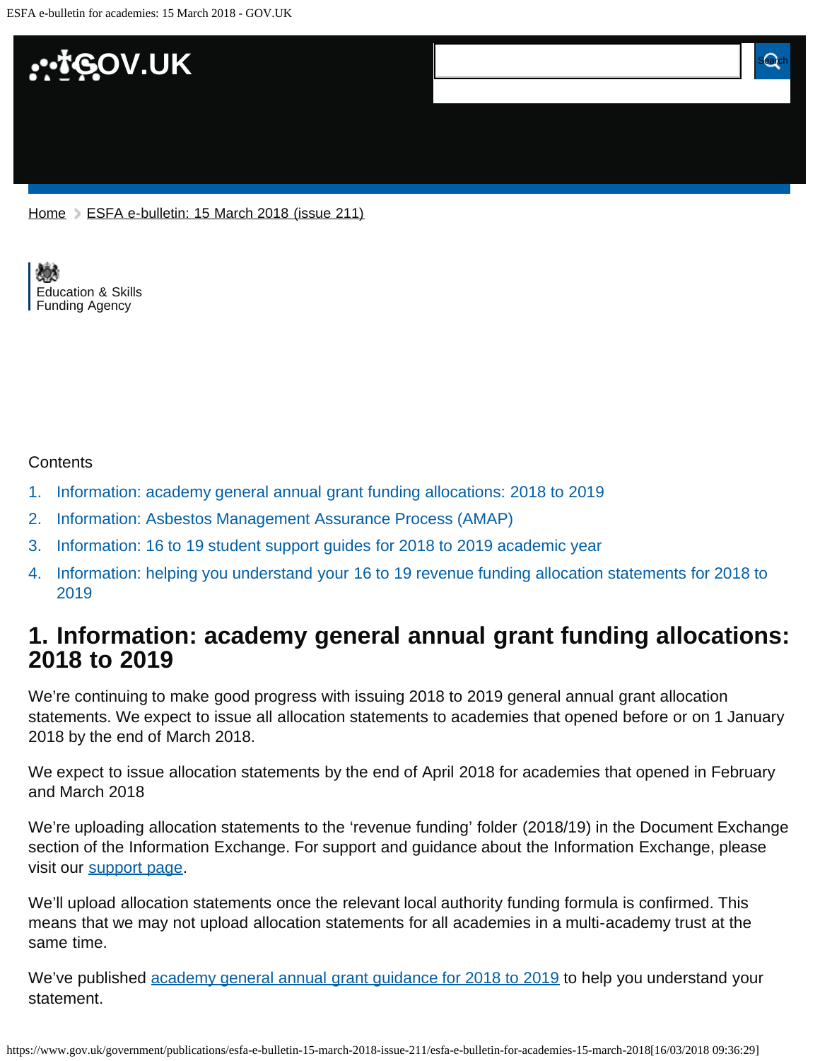Home > ESFA e-bulletin: 15 March 2018 (issue 211)

Education & Skills Funding Agency

Contents

1. Information: academy general annual grant funding allocations: 2018 to 2019
2. Information: Asbestos Management Assurance Process (AMAP)
3. Information: 16 to 19 student support guides for 2018 to 2019 academic year
4. Information: helping you understand your 16 to 19 revenue funding allocation statements for 2018 to 2019

## 1. Information: academy general annual grant funding allocations: 2018 to 2019

We're continuing to make good progress with issuing 2018 to 2019 general annual grant allocation statements. We expect to issue all allocation statements to academies that opened before or on 1 January 2018 by the end of March 2018.

We expect to issue allocation statements by the end of April 2018 for academies that opened in February and March 2018

We're uploading allocation statements to the 'revenue funding' folder (2018/19) in the Document Exchange section of the Information Exchange. For support and guidance about the Information Exchange, please visit our support page.

We'll upload allocation statements once the relevant local authority funding formula is confirmed. This means that we may not upload allocation statements for all academies in a multi-academy trust at the same time.

We've published academy general annual grant guidance for 2018 to 2019 to help you understand your statement.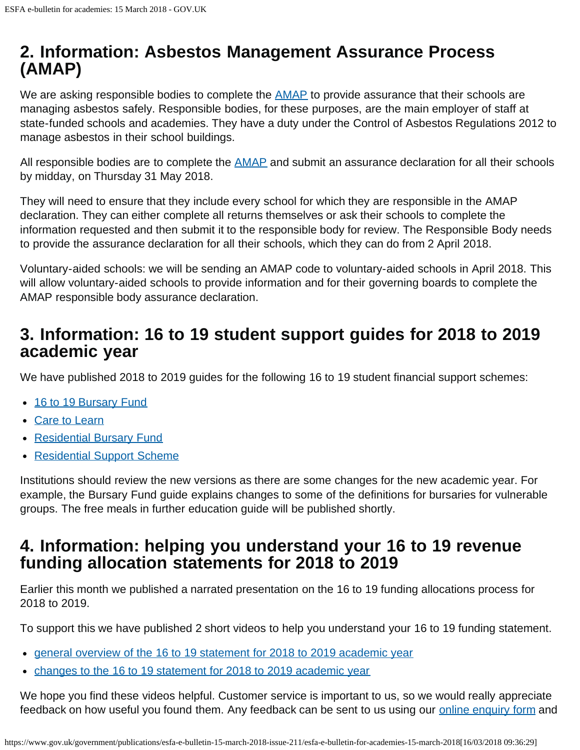## 2. Information: Asbestos Management Assurance Process (AMAP)

We are asking responsible bodies to complete the [AMAP] to provide assurance that their schools are managing asbestos safely. Responsible bodies, for these purposes, are the main employer of staff at state-funded schools and academies. They have a duty under the Control of Asbestos Regulations 2012 to manage asbestos in their school buildings.

All responsible bodies are to complete the [AMAP] and submit an assurance declaration for all their schools by midday, on Thursday 31 May 2018.

They will need to ensure that they include every school for which they are responsible in the AMAP declaration. They can either complete all returns themselves or ask their schools to complete the information requested and then submit it to the responsible body for review. The Responsible Body needs to provide the assurance declaration for all their schools, which they can do from 2 April 2018.

Voluntary-aided schools: we will be sending an AMAP code to voluntary-aided schools in April 2018. This will allow voluntary-aided schools to provide information and for their governing boards to complete the AMAP responsible body assurance declaration.

## 3. Information: 16 to 19 student support guides for 2018 to 2019 academic year

We have published 2018 to 2019 guides for the following 16 to 19 student financial support schemes:

- 16 to 19 Bursary Fund
- Care to Learn
- Residential Bursary Fund
- Residential Support Scheme

Institutions should review the new versions as there are some changes for the new academic year. For example, the Bursary Fund guide explains changes to some of the definitions for bursaries for vulnerable groups. The free meals in further education guide will be published shortly.

## 4. Information: helping you understand your 16 to 19 revenue funding allocation statements for 2018 to 2019

Earlier this month we published a narrated presentation on the 16 to 19 funding allocations process for 2018 to 2019.

To support this we have published 2 short videos to help you understand your 16 to 19 funding statement.

- general overview of the 16 to 19 statement for 2018 to 2019 academic year
- changes to the 16 to 19 statement for 2018 to 2019 academic year

We hope you find these videos helpful. Customer service is important to us, so we would really appreciate feedback on how useful you found them. Any feedback can be sent to us using our online enquiry form and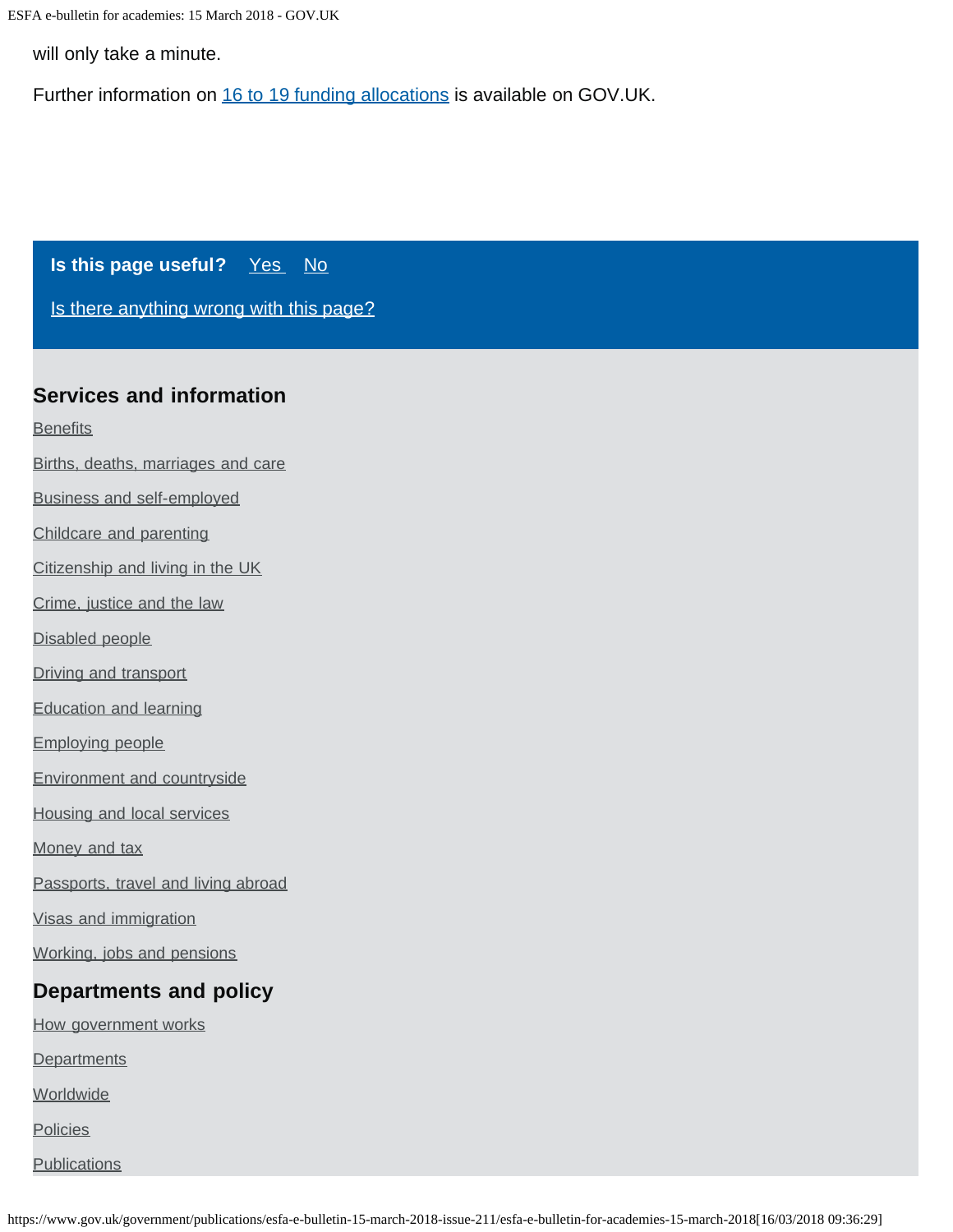will only take a minute.

Further information on [16 to 19 funding allocations] is available on GOV.UK.

**Is this page useful?** Yes No

Is there anything wrong with this page?

## Services and information

- Benefits
- Births, deaths, marriages and care
- Business and self-employed
- Childcare and parenting
- Citizenship and living in the UK
- Crime, justice and the law
- Disabled people
- Driving and transport
- Education and learning
- Employing people
- Environment and countryside
- Housing and local services
- Money and tax
- Passports, travel and living abroad
- Visas and immigration
- Working, jobs and pensions

## Departments and policy

- How government works
- Departments
- Worldwide
- Policies
- Publications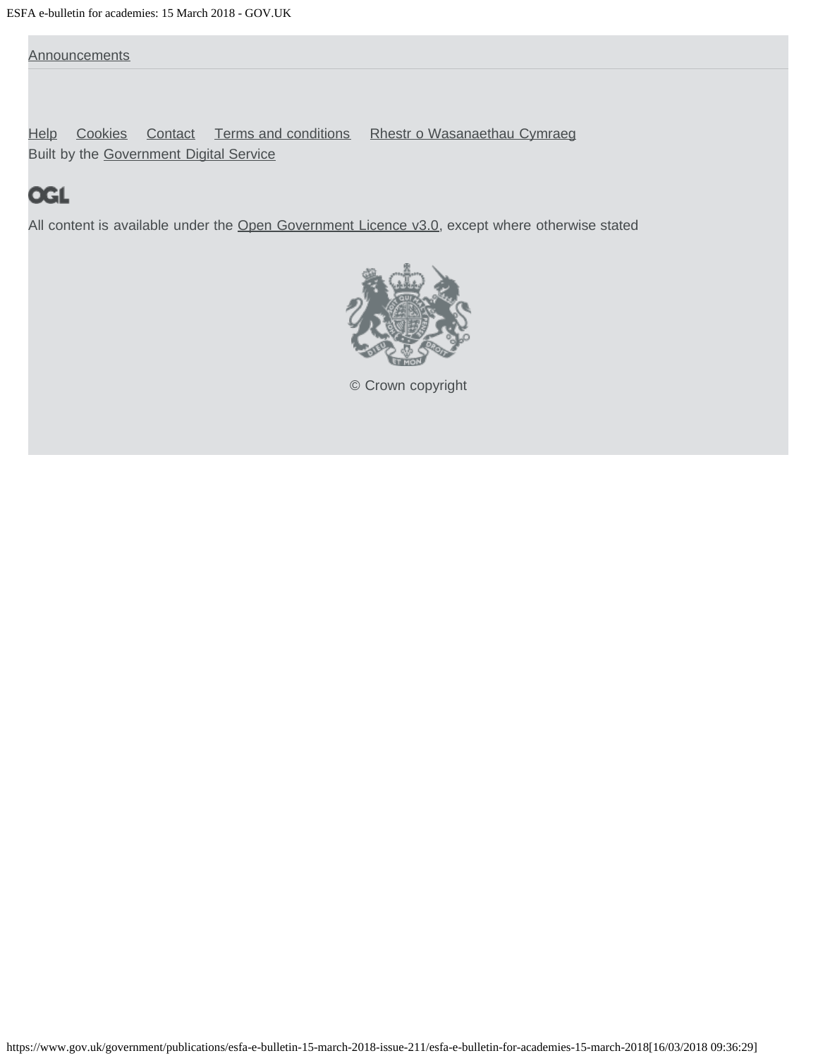Announcements

Help Cookies Contact Terms and conditions Rhestr o Wasanaethau Cymraeg

Built by the Government Digital Service

OGL

All content is available under the Open Government Licence v3.0, except where otherwise stated

© Crown copyright